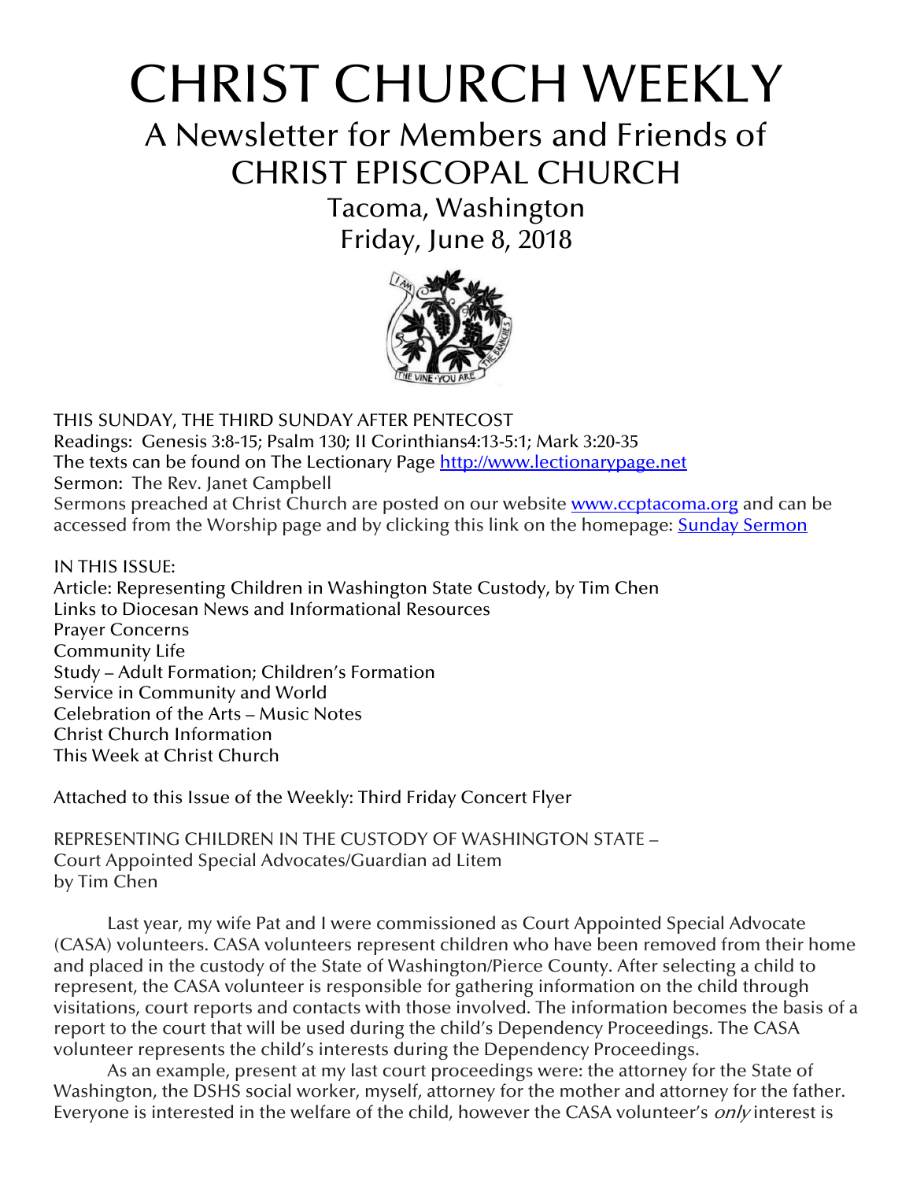# CHRIST CHURCH WEEKLY

## A Newsletter for Members and Friends of CHRIST EPISCOPAL CHURCH

### Tacoma, Washington
### Friday, June 8, 2018

THIS SUNDAY, THE THIRD SUNDAY AFTER PENTECOST
Readings: Genesis 3:8-15; Psalm 130; II Corinthians4:13-5:1; Mark 3:20-35
The texts can be found on The Lectionary Page http://www.lectionarypage.net
Sermon: The Rev. Janet Campbell
Sermons preached at Christ Church are posted on our website www.ccptacoma.org and can be accessed from the Worship page and by clicking this link on the homepage: Sunday Sermon

IN THIS ISSUE:
Article: Representing Children in Washington State Custody, by Tim Chen
Links to Diocesan News and Informational Resources
Prayer Concerns
Community Life
Study – Adult Formation; Children's Formation
Service in Community and World
Celebration of the Arts – Music Notes
Christ Church Information
This Week at Christ Church

Attached to this Issue of the Weekly: Third Friday Concert Flyer

REPRESENTING CHILDREN IN THE CUSTODY OF WASHINGTON STATE –
Court Appointed Special Advocates/Guardian ad Litem
by Tim Chen

Last year, my wife Pat and I were commissioned as Court Appointed Special Advocate (CASA) volunteers. CASA volunteers represent children who have been removed from their home and placed in the custody of the State of Washington/Pierce County. After selecting a child to represent, the CASA volunteer is responsible for gathering information on the child through visitations, court reports and contacts with those involved. The information becomes the basis of a report to the court that will be used during the child's Dependency Proceedings. The CASA volunteer represents the child's interests during the Dependency Proceedings.

As an example, present at my last court proceedings were: the attorney for the State of Washington, the DSHS social worker, myself, attorney for the mother and attorney for the father. Everyone is interested in the welfare of the child, however the CASA volunteer's *only* interest is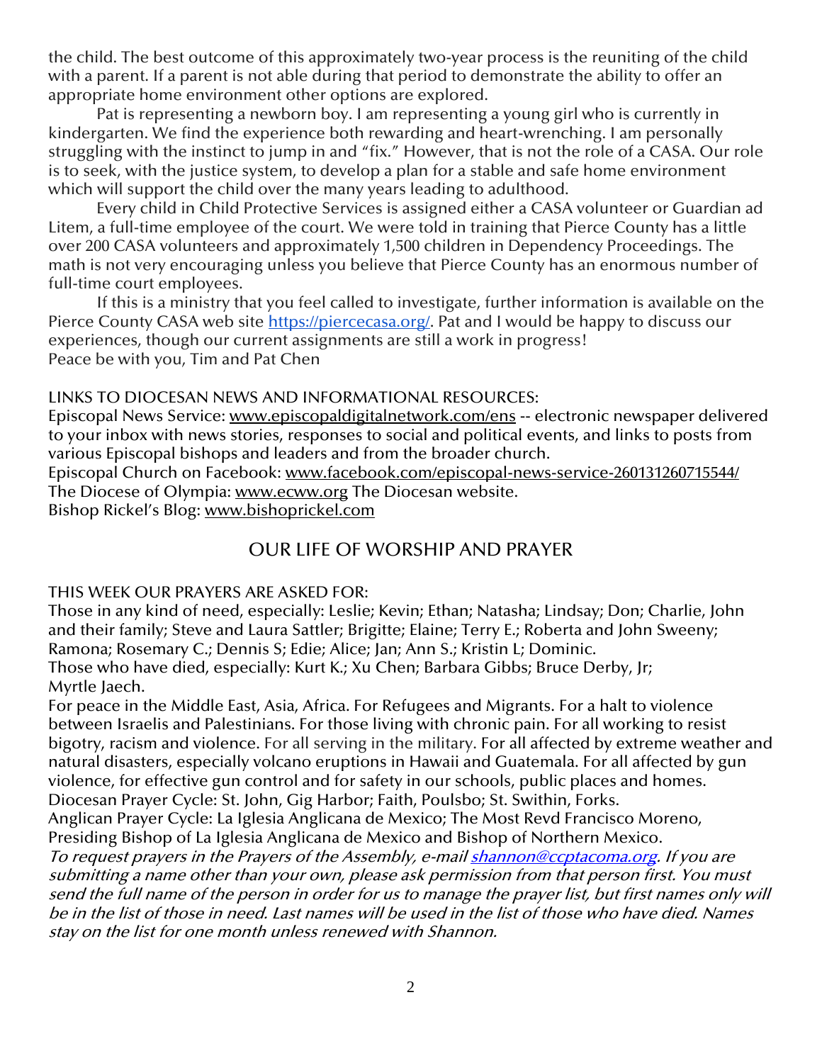the child. The best outcome of this approximately two-year process is the reuniting of the child with a parent. If a parent is not able during that period to demonstrate the ability to offer an appropriate home environment other options are explored.

Pat is representing a newborn boy. I am representing a young girl who is currently in kindergarten. We find the experience both rewarding and heart-wrenching. I am personally struggling with the instinct to jump in and "fix." However, that is not the role of a CASA. Our role is to seek, with the justice system, to develop a plan for a stable and safe home environment which will support the child over the many years leading to adulthood.

Every child in Child Protective Services is assigned either a CASA volunteer or Guardian ad Litem, a full-time employee of the court. We were told in training that Pierce County has a little over 200 CASA volunteers and approximately 1,500 children in Dependency Proceedings. The math is not very encouraging unless you believe that Pierce County has an enormous number of full-time court employees.

If this is a ministry that you feel called to investigate, further information is available on the Pierce County CASA web site [https://piercecasa.org/](https://piercecasa.org/). Pat and I would be happy to discuss our experiences, though our current assignments are still a work in progress!
Peace be with you, Tim and Pat Chen

LINKS TO DIOCESAN NEWS AND INFORMATIONAL RESOURCES:
Episcopal News Service: www.episcopaldigitalnetwork.com/ens -- electronic newspaper delivered to your inbox with news stories, responses to social and political events, and links to posts from various Episcopal bishops and leaders and from the broader church.
Episcopal Church on Facebook: www.facebook.com/episcopal-news-service-260131260715544/
The Diocese of Olympia: www.ecww.org The Diocesan website.
Bishop Rickel's Blog: www.bishoprickel.com

## OUR LIFE OF WORSHIP AND PRAYER

THIS WEEK OUR PRAYERS ARE ASKED FOR:
Those in any kind of need, especially: Leslie; Kevin; Ethan; Natasha; Lindsay; Don; Charlie, John and their family; Steve and Laura Sattler; Brigitte; Elaine; Terry E.; Roberta and John Sweeny; Ramona; Rosemary C.; Dennis S; Edie; Alice; Jan; Ann S.; Kristin L; Dominic.
Those who have died, especially: Kurt K.; Xu Chen; Barbara Gibbs; Bruce Derby, Jr; Myrtle Jaech.
For peace in the Middle East, Asia, Africa. For Refugees and Migrants. For a halt to violence between Israelis and Palestinians. For those living with chronic pain. For all working to resist bigotry, racism and violence. For all serving in the military. For all affected by extreme weather and natural disasters, especially volcano eruptions in Hawaii and Guatemala. For all affected by gun violence, for effective gun control and for safety in our schools, public places and homes.
Diocesan Prayer Cycle: St. John, Gig Harbor; Faith, Poulsbo; St. Swithin, Forks.
Anglican Prayer Cycle: La Iglesia Anglicana de Mexico; The Most Revd Francisco Moreno, Presiding Bishop of La Iglesia Anglicana de Mexico and Bishop of Northern Mexico.
*To request prayers in the Prayers of the Assembly, e-mail [shannon@ccptacoma.org](mailto:shannon@ccptacoma.org). If you are submitting a name other than your own, please ask permission from that person first. You must send the full name of the person in order for us to manage the prayer list, but first names only will be in the list of those in need. Last names will be used in the list of those who have died. Names stay on the list for one month unless renewed with Shannon.*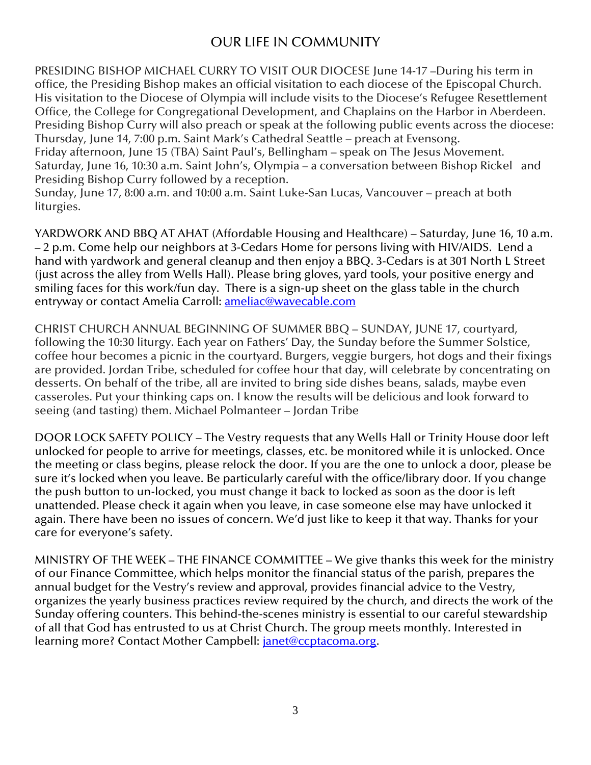# OUR LIFE IN COMMUNITY

PRESIDING BISHOP MICHAEL CURRY TO VISIT OUR DIOCESE June 14-17 –During his term in office, the Presiding Bishop makes an official visitation to each diocese of the Episcopal Church. His visitation to the Diocese of Olympia will include visits to the Diocese's Refugee Resettlement Office, the College for Congregational Development, and Chaplains on the Harbor in Aberdeen. Presiding Bishop Curry will also preach or speak at the following public events across the diocese:
Thursday, June 14, 7:00 p.m. Saint Mark's Cathedral Seattle – preach at Evensong.
Friday afternoon, June 15 (TBA) Saint Paul's, Bellingham – speak on The Jesus Movement.
Saturday, June 16, 10:30 a.m. Saint John's, Olympia – a conversation between Bishop Rickel and Presiding Bishop Curry followed by a reception.
Sunday, June 17, 8:00 a.m. and 10:00 a.m. Saint Luke-San Lucas, Vancouver – preach at both liturgies.

YARDWORK AND BBQ AT AHAT (Affordable Housing and Healthcare) – Saturday, June 16, 10 a.m. – 2 p.m. Come help our neighbors at 3-Cedars Home for persons living with HIV/AIDS. Lend a hand with yardwork and general cleanup and then enjoy a BBQ. 3-Cedars is at 301 North L Street (just across the alley from Wells Hall). Please bring gloves, yard tools, your positive energy and smiling faces for this work/fun day. There is a sign-up sheet on the glass table in the church entryway or contact Amelia Carroll: [ameliac@wavecable.com](mailto:ameliac@wavecable.com)

CHRIST CHURCH ANNUAL BEGINNING OF SUMMER BBQ – SUNDAY, JUNE 17, courtyard, following the 10:30 liturgy. Each year on Fathers' Day, the Sunday before the Summer Solstice, coffee hour becomes a picnic in the courtyard. Burgers, veggie burgers, hot dogs and their fixings are provided. Jordan Tribe, scheduled for coffee hour that day, will celebrate by concentrating on desserts. On behalf of the tribe, all are invited to bring side dishes beans, salads, maybe even casseroles. Put your thinking caps on. I know the results will be delicious and look forward to seeing (and tasting) them. Michael Polmanteer – Jordan Tribe

DOOR LOCK SAFETY POLICY – The Vestry requests that any Wells Hall or Trinity House door left unlocked for people to arrive for meetings, classes, etc. be monitored while it is unlocked. Once the meeting or class begins, please relock the door. If you are the one to unlock a door, please be sure it's locked when you leave. Be particularly careful with the office/library door. If you change the push button to un-locked, you must change it back to locked as soon as the door is left unattended. Please check it again when you leave, in case someone else may have unlocked it again. There have been no issues of concern. We'd just like to keep it that way. Thanks for your care for everyone's safety.

MINISTRY OF THE WEEK – THE FINANCE COMMITTEE – We give thanks this week for the ministry of our Finance Committee, which helps monitor the financial status of the parish, prepares the annual budget for the Vestry's review and approval, provides financial advice to the Vestry, organizes the yearly business practices review required by the church, and directs the work of the Sunday offering counters. This behind-the-scenes ministry is essential to our careful stewardship of all that God has entrusted to us at Christ Church. The group meets monthly. Interested in learning more? Contact Mother Campbell: [janet@ccptacoma.org](mailto:janet@ccptacoma.org).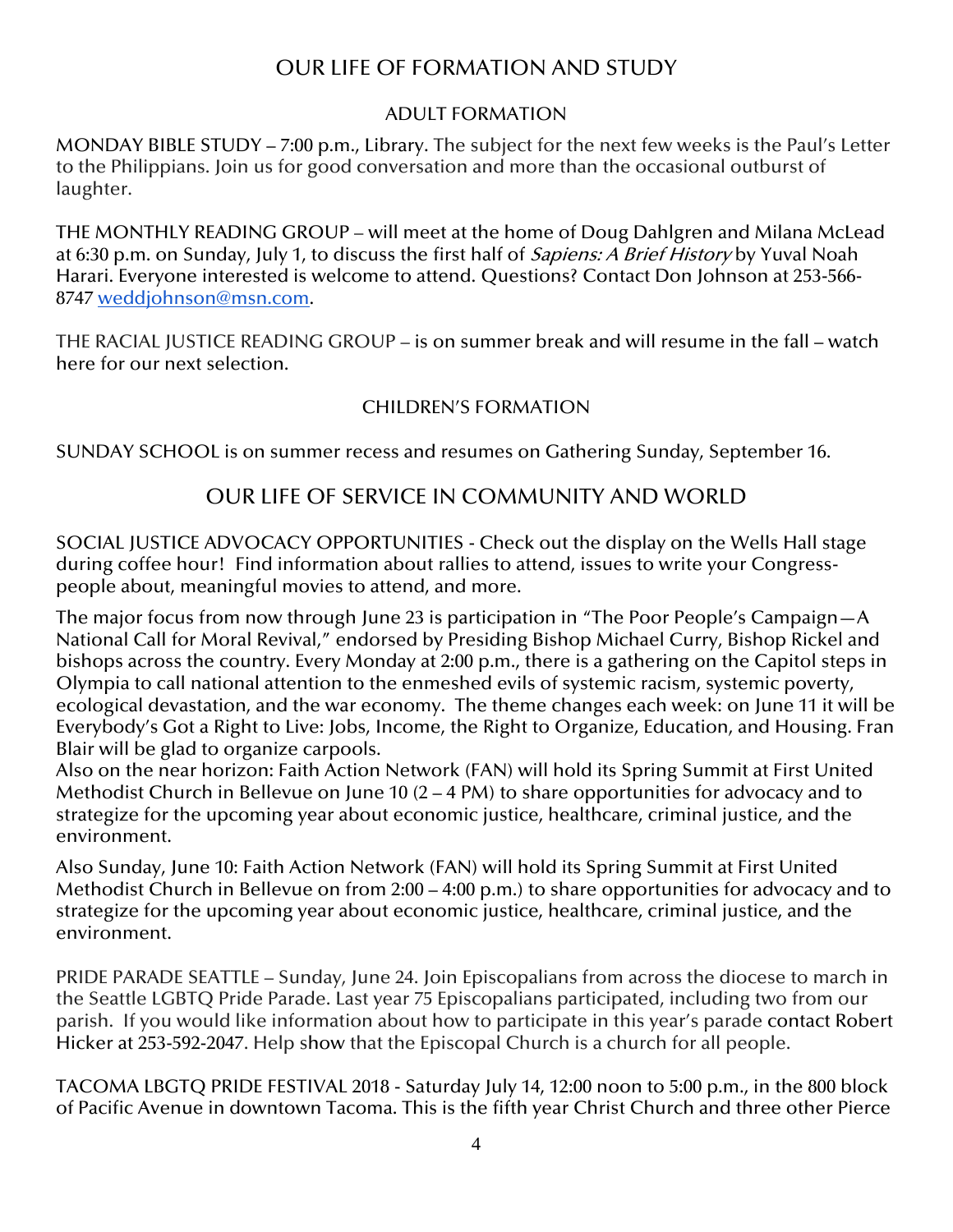# OUR LIFE OF FORMATION AND STUDY

## ADULT FORMATION

MONDAY BIBLE STUDY – 7:00 p.m., Library. The subject for the next few weeks is the Paul's Letter to the Philippians. Join us for good conversation and more than the occasional outburst of laughter.

THE MONTHLY READING GROUP – will meet at the home of Doug Dahlgren and Milana McLead at 6:30 p.m. on Sunday, July 1, to discuss the first half of *Sapiens: A Brief History* by Yuval Noah Harari. Everyone interested is welcome to attend. Questions? Contact Don Johnson at 253-566-8747 weddjohnson@msn.com.

THE RACIAL JUSTICE READING GROUP – is on summer break and will resume in the fall – watch here for our next selection.

## CHILDREN'S FORMATION

SUNDAY SCHOOL is on summer recess and resumes on Gathering Sunday, September 16.

# OUR LIFE OF SERVICE IN COMMUNITY AND WORLD

SOCIAL JUSTICE ADVOCACY OPPORTUNITIES - Check out the display on the Wells Hall stage during coffee hour! Find information about rallies to attend, issues to write your Congress-people about, meaningful movies to attend, and more.

The major focus from now through June 23 is participation in "The Poor People's Campaign—A National Call for Moral Revival," endorsed by Presiding Bishop Michael Curry, Bishop Rickel and bishops across the country. Every Monday at 2:00 p.m., there is a gathering on the Capitol steps in Olympia to call national attention to the enmeshed evils of systemic racism, systemic poverty, ecological devastation, and the war economy. The theme changes each week: on June 11 it will be Everybody's Got a Right to Live: Jobs, Income, the Right to Organize, Education, and Housing. Fran Blair will be glad to organize carpools.
Also on the near horizon: Faith Action Network (FAN) will hold its Spring Summit at First United Methodist Church in Bellevue on June 10 (2 – 4 PM) to share opportunities for advocacy and to strategize for the upcoming year about economic justice, healthcare, criminal justice, and the environment.

Also Sunday, June 10: Faith Action Network (FAN) will hold its Spring Summit at First United Methodist Church in Bellevue on from 2:00 – 4:00 p.m.) to share opportunities for advocacy and to strategize for the upcoming year about economic justice, healthcare, criminal justice, and the environment.

PRIDE PARADE SEATTLE – Sunday, June 24. Join Episcopalians from across the diocese to march in the Seattle LGBTQ Pride Parade. Last year 75 Episcopalians participated, including two from our parish. If you would like information about how to participate in this year's parade contact Robert Hicker at 253-592-2047. Help show that the Episcopal Church is a church for all people.

TACOMA LBGTQ PRIDE FESTIVAL 2018 - Saturday July 14, 12:00 noon to 5:00 p.m., in the 800 block of Pacific Avenue in downtown Tacoma. This is the fifth year Christ Church and three other Pierce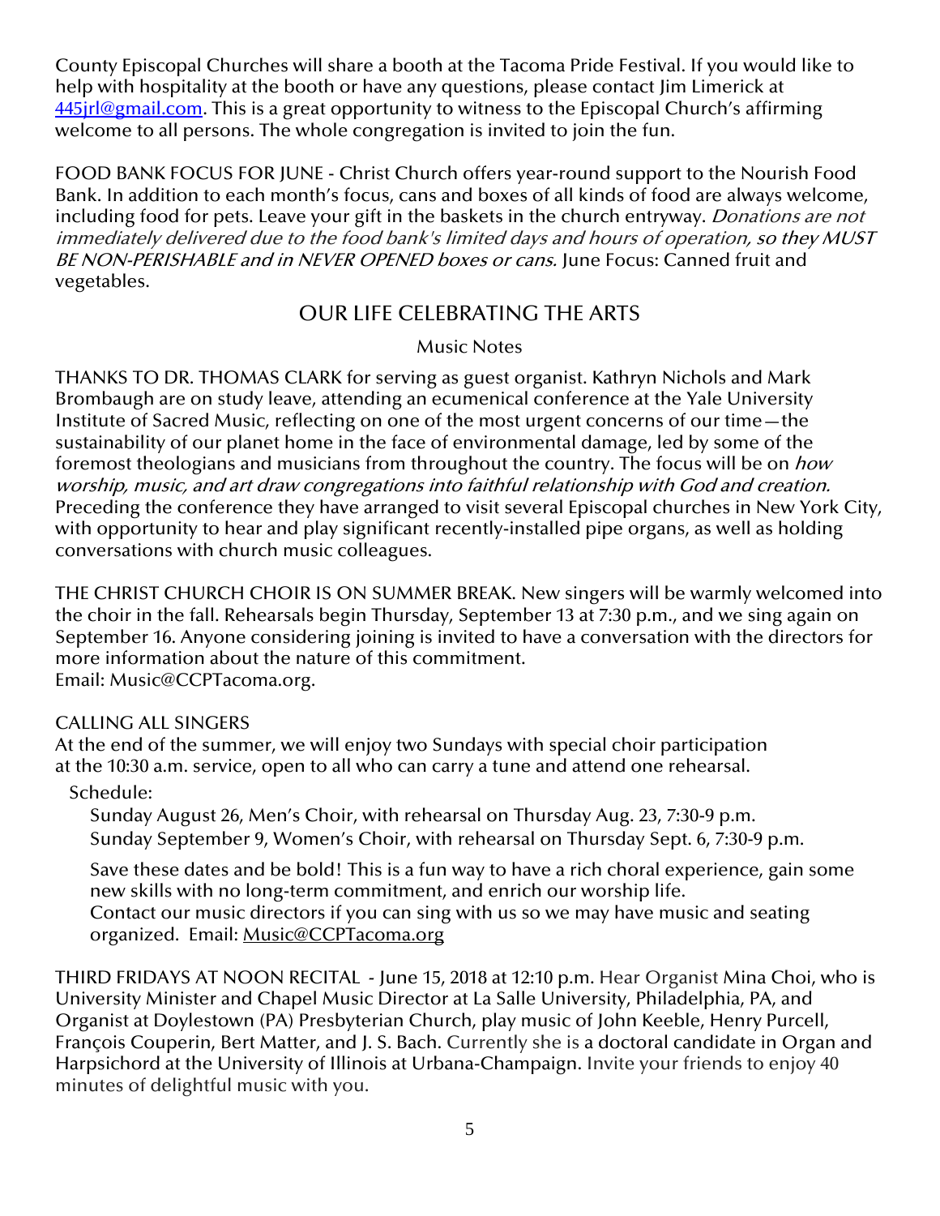County Episcopal Churches will share a booth at the Tacoma Pride Festival. If you would like to help with hospitality at the booth or have any questions, please contact Jim Limerick at 445jrl@gmail.com. This is a great opportunity to witness to the Episcopal Church's affirming welcome to all persons. The whole congregation is invited to join the fun.

FOOD BANK FOCUS FOR JUNE - Christ Church offers year-round support to the Nourish Food Bank. In addition to each month's focus, cans and boxes of all kinds of food are always welcome, including food for pets. Leave your gift in the baskets in the church entryway. *Donations are not immediately delivered due to the food bank's limited days and hours of operation, so they MUST BE NON-PERISHABLE and in NEVER OPENED boxes or cans.* June Focus: Canned fruit and vegetables.

## OUR LIFE CELEBRATING THE ARTS

### Music Notes

THANKS TO DR. THOMAS CLARK for serving as guest organist. Kathryn Nichols and Mark Brombaugh are on study leave, attending an ecumenical conference at the Yale University Institute of Sacred Music, reflecting on one of the most urgent concerns of our time—the sustainability of our planet home in the face of environmental damage, led by some of the foremost theologians and musicians from throughout the country. The focus will be on *how worship, music, and art draw congregations into faithful relationship with God and creation.* Preceding the conference they have arranged to visit several Episcopal churches in New York City, with opportunity to hear and play significant recently-installed pipe organs, as well as holding conversations with church music colleagues.

THE CHRIST CHURCH CHOIR IS ON SUMMER BREAK. New singers will be warmly welcomed into the choir in the fall. Rehearsals begin Thursday, September 13 at 7:30 p.m., and we sing again on September 16. Anyone considering joining is invited to have a conversation with the directors for more information about the nature of this commitment.
Email: Music@CCPTacoma.org.

CALLING ALL SINGERS
At the end of the summer, we will enjoy two Sundays with special choir participation at the 10:30 a.m. service, open to all who can carry a tune and attend one rehearsal.

Schedule:

Sunday August 26, Men's Choir, with rehearsal on Thursday Aug. 23, 7:30-9 p.m.
Sunday September 9, Women's Choir, with rehearsal on Thursday Sept. 6, 7:30-9 p.m.

Save these dates and be bold! This is a fun way to have a rich choral experience, gain some new skills with no long-term commitment, and enrich our worship life.
Contact our music directors if you can sing with us so we may have music and seating organized. Email: Music@CCPTacoma.org

THIRD FRIDAYS AT NOON RECITAL - June 15, 2018 at 12:10 p.m. Hear Organist Mina Choi, who is University Minister and Chapel Music Director at La Salle University, Philadelphia, PA, and Organist at Doylestown (PA) Presbyterian Church, play music of John Keeble, Henry Purcell, François Couperin, Bert Matter, and J. S. Bach. Currently she is a doctoral candidate in Organ and Harpsichord at the University of Illinois at Urbana-Champaign. Invite your friends to enjoy 40 minutes of delightful music with you.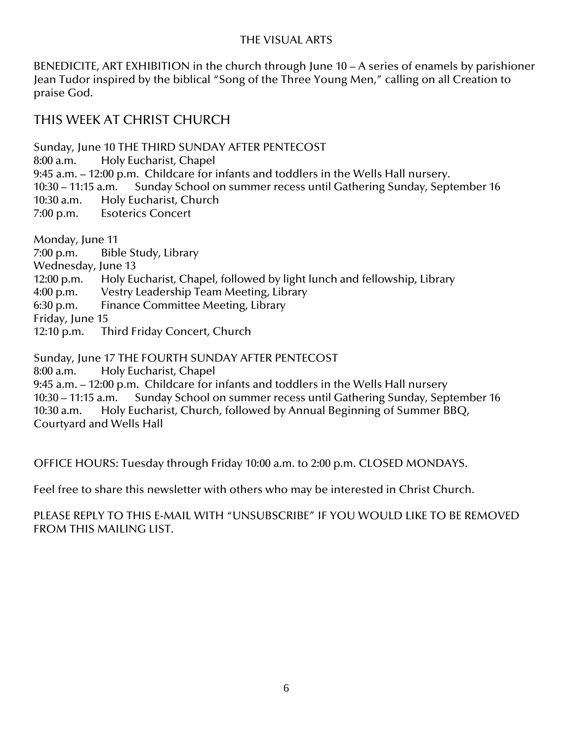### THE VISUAL ARTS

BENEDICITE, ART EXHIBITION in the church through June 10 – A series of enamels by parishioner Jean Tudor inspired by the biblical "Song of the Three Young Men," calling on all Creation to praise God.

## THIS WEEK AT CHRIST CHURCH

Sunday, June 10 THE THIRD SUNDAY AFTER PENTECOST
8:00 a.m. Holy Eucharist, Chapel
9:45 a.m. – 12:00 p.m. Childcare for infants and toddlers in the Wells Hall nursery.
10:30 – 11:15 a.m. Sunday School on summer recess until Gathering Sunday, September 16
10:30 a.m. Holy Eucharist, Church
7:00 p.m. Esoterics Concert

Monday, June 11
7:00 p.m. Bible Study, Library
Wednesday, June 13
12:00 p.m. Holy Eucharist, Chapel, followed by light lunch and fellowship, Library
4:00 p.m. Vestry Leadership Team Meeting, Library
6:30 p.m. Finance Committee Meeting, Library
Friday, June 15
12:10 p.m. Third Friday Concert, Church

Sunday, June 17 THE FOURTH SUNDAY AFTER PENTECOST
8:00 a.m. Holy Eucharist, Chapel
9:45 a.m. – 12:00 p.m. Childcare for infants and toddlers in the Wells Hall nursery
10:30 – 11:15 a.m. Sunday School on summer recess until Gathering Sunday, September 16
10:30 a.m. Holy Eucharist, Church, followed by Annual Beginning of Summer BBQ, Courtyard and Wells Hall

OFFICE HOURS: Tuesday through Friday 10:00 a.m. to 2:00 p.m. CLOSED MONDAYS.

Feel free to share this newsletter with others who may be interested in Christ Church.

PLEASE REPLY TO THIS E-MAIL WITH "UNSUBSCRIBE" IF YOU WOULD LIKE TO BE REMOVED FROM THIS MAILING LIST.